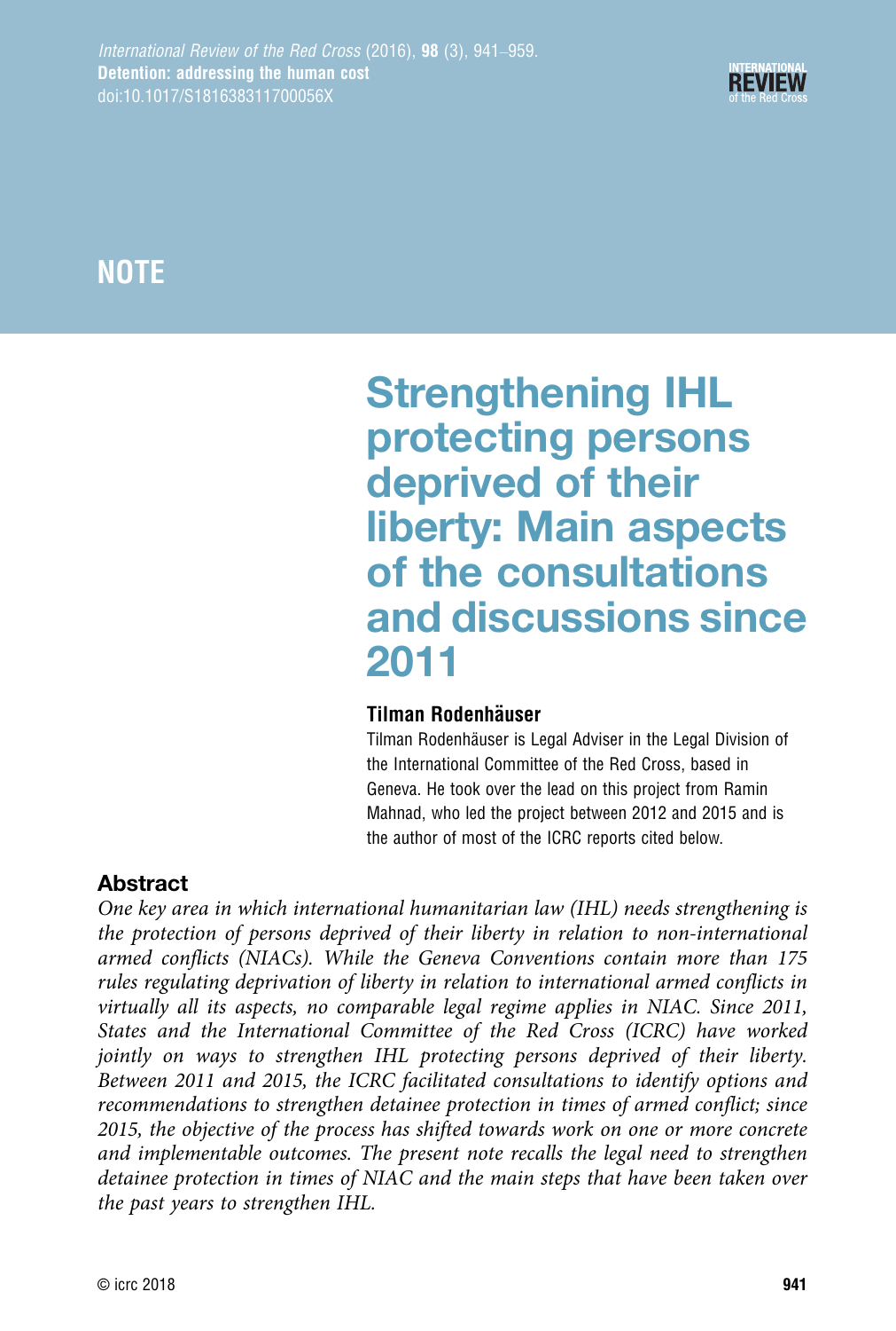NOTE

# Strengthening IHL protecting persons deprived of their liberty: Main aspects of the consultations and discussions since 2011

**Tilman Rodenhäuser**

Tilman Rodenhäuser is Legal Adviser in the Legal Division of the International Committee of the Red Cross, based in Geneva. He took over the lead on this project from Ramin Mahnad, who led the project between 2012 and 2015 and is the author of most of the ICRC reports cited below.

## Abstract

*One key area in which international humanitarian law (IHL) needs strengthening is the protection of persons deprived of their liberty in relation to non-international armed conflicts (NIACs). While the Geneva Conventions contain more than 175 rules regulating deprivation of liberty in relation to international armed conflicts in virtually all its aspects, no comparable legal regime applies in NIAC. Since 2011, States and the International Committee of the Red Cross (ICRC) have worked jointly on ways to strengthen IHL protecting persons deprived of their liberty. Between 2011 and 2015, the ICRC facilitated consultations to identify options and recommendations to strengthen detainee protection in times of armed conflict; since 2015, the objective of the process has shifted towards work on one or more concrete and implementable outcomes. The present note recalls the legal need to strengthen detainee protection in times of NIAC and the main steps that have been taken over the past years to strengthen IHL.*

© icrc 2018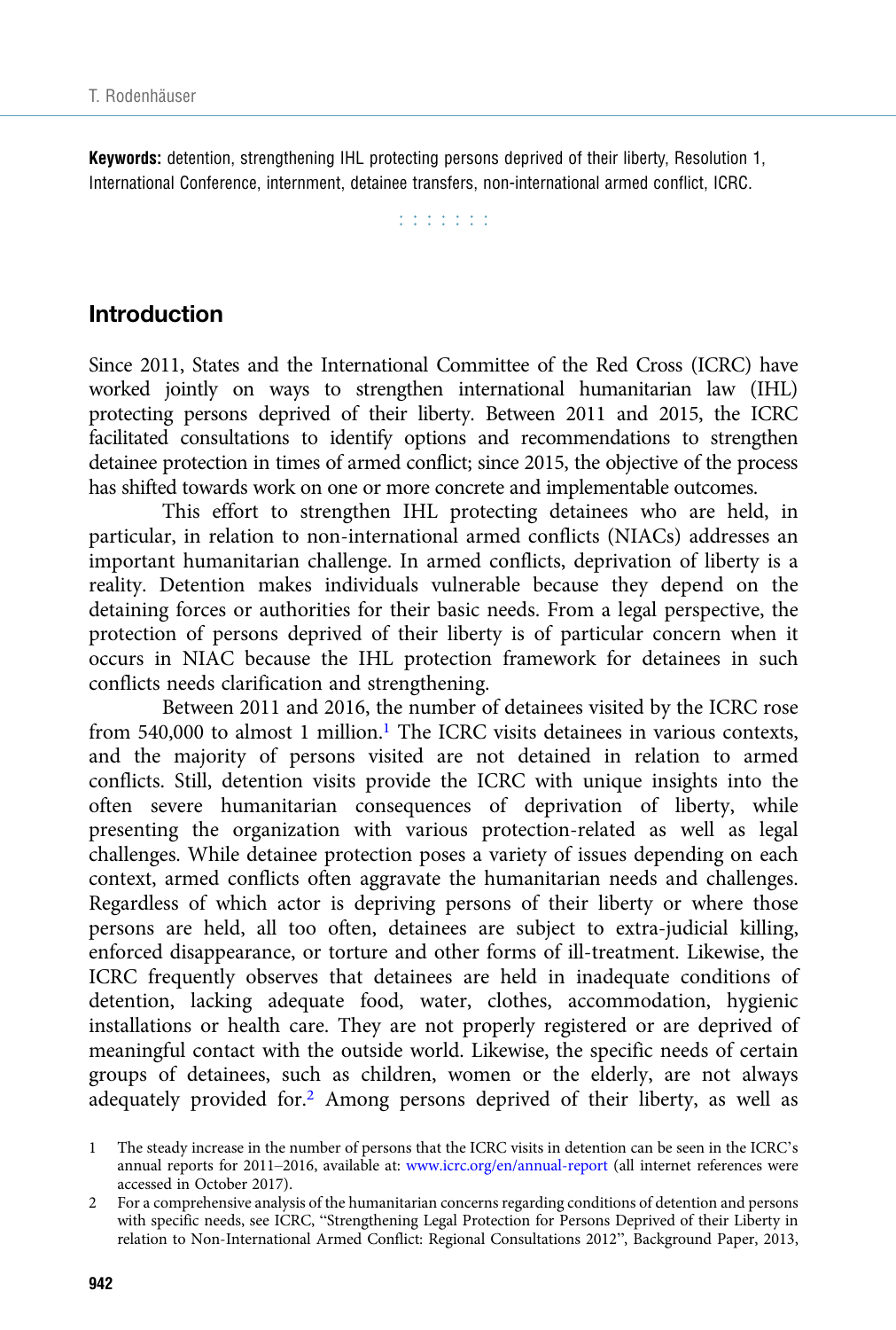**Keywords:** detention, strengthening IHL protecting persons deprived of their liberty, Resolution 1, International Conference, internment, detainee transfers, non-international armed conflict, ICRC.

## Introduction

Since 2011, States and the International Committee of the Red Cross (ICRC) have worked jointly on ways to strengthen international humanitarian law (IHL) protecting persons deprived of their liberty. Between 2011 and 2015, the ICRC facilitated consultations to identify options and recommendations to strengthen detainee protection in times of armed conflict; since 2015, the objective of the process has shifted towards work on one or more concrete and implementable outcomes.

This effort to strengthen IHL protecting detainees who are held, in particular, in relation to non-international armed conflicts (NIACs) addresses an important humanitarian challenge. In armed conflicts, deprivation of liberty is a reality. Detention makes individuals vulnerable because they depend on the detaining forces or authorities for their basic needs. From a legal perspective, the protection of persons deprived of their liberty is of particular concern when it occurs in NIAC because the IHL protection framework for detainees in such conflicts needs clarification and strengthening.

Between 2011 and 2016, the number of detainees visited by the ICRC rose from 540,000 to almost 1 million.[1] The ICRC visits detainees in various contexts, and the majority of persons visited are not detained in relation to armed conflicts. Still, detention visits provide the ICRC with unique insights into the often severe humanitarian consequences of deprivation of liberty, while presenting the organization with various protection-related as well as legal challenges. While detainee protection poses a variety of issues depending on each context, armed conflicts often aggravate the humanitarian needs and challenges. Regardless of which actor is depriving persons of their liberty or where those persons are held, all too often, detainees are subject to extra-judicial killing, enforced disappearance, or torture and other forms of ill-treatment. Likewise, the ICRC frequently observes that detainees are held in inadequate conditions of detention, lacking adequate food, water, clothes, accommodation, hygienic installations or health care. They are not properly registered or are deprived of meaningful contact with the outside world. Likewise, the specific needs of certain groups of detainees, such as children, women or the elderly, are not always adequately provided for.[2] Among persons deprived of their liberty, as well as

1 The steady increase in the number of persons that the ICRC visits in detention can be seen in the ICRC's annual reports for 2011–2016, available at: www.icrc.org/en/annual-report (all internet references were accessed in October 2017).

2 For a comprehensive analysis of the humanitarian concerns regarding conditions of detention and persons with specific needs, see ICRC, "Strengthening Legal Protection for Persons Deprived of their Liberty in relation to Non-International Armed Conflict: Regional Consultations 2012", Background Paper, 2013,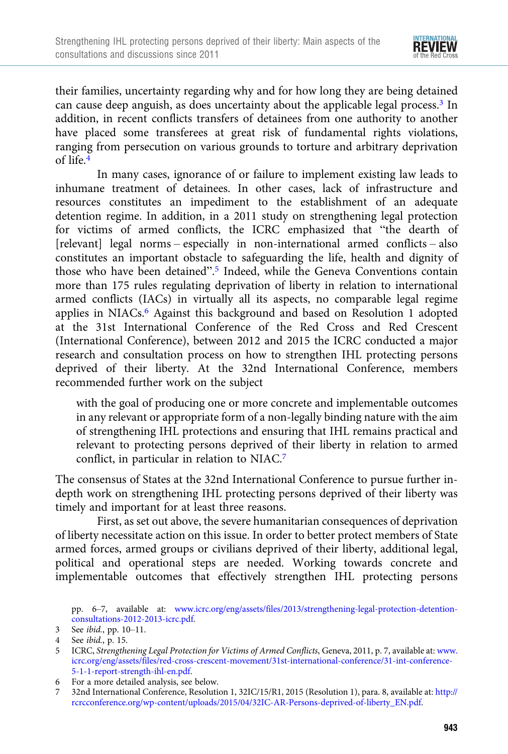their families, uncertainty regarding why and for how long they are being detained can cause deep anguish, as does uncertainty about the applicable legal process.[3] In addition, in recent conflicts transfers of detainees from one authority to another have placed some transferees at great risk of fundamental rights violations, ranging from persecution on various grounds to torture and arbitrary deprivation of life.[4]

In many cases, ignorance of or failure to implement existing law leads to inhumane treatment of detainees. In other cases, lack of infrastructure and resources constitutes an impediment to the establishment of an adequate detention regime. In addition, in a 2011 study on strengthening legal protection for victims of armed conflicts, the ICRC emphasized that "the dearth of [relevant] legal norms – especially in non-international armed conflicts – also constitutes an important obstacle to safeguarding the life, health and dignity of those who have been detained".[5] Indeed, while the Geneva Conventions contain more than 175 rules regulating deprivation of liberty in relation to international armed conflicts (IACs) in virtually all its aspects, no comparable legal regime applies in NIACs.[6] Against this background and based on Resolution 1 adopted at the 31st International Conference of the Red Cross and Red Crescent (International Conference), between 2012 and 2015 the ICRC conducted a major research and consultation process on how to strengthen IHL protecting persons deprived of their liberty. At the 32nd International Conference, members recommended further work on the subject

> with the goal of producing one or more concrete and implementable outcomes in any relevant or appropriate form of a non-legally binding nature with the aim of strengthening IHL protections and ensuring that IHL remains practical and relevant to protecting persons deprived of their liberty in relation to armed conflict, in particular in relation to NIAC.[7]

The consensus of States at the 32nd International Conference to pursue further in-depth work on strengthening IHL protecting persons deprived of their liberty was timely and important for at least three reasons.

First, as set out above, the severe humanitarian consequences of deprivation of liberty necessitate action on this issue. In order to better protect members of State armed forces, armed groups or civilians deprived of their liberty, additional legal, political and operational steps are needed. Working towards concrete and implementable outcomes that effectively strengthen IHL protecting persons

pp. 6–7, available at: www.icrc.org/eng/assets/files/2013/strengthening-legal-protection-detention-consultations-2012-2013-icrc.pdf.

3 See *ibid.*, pp. 10–11.

4 See *ibid.*, p. 15.

5 ICRC, *Strengthening Legal Protection for Victims of Armed Conflicts*, Geneva, 2011, p. 7, available at: www.icrc.org/eng/assets/files/red-cross-crescent-movement/31st-international-conference/31-int-conference-5-1-1-report-strength-ihl-en.pdf.

6 For a more detailed analysis, see below.

7 32nd International Conference, Resolution 1, 32IC/15/R1, 2015 (Resolution 1), para. 8, available at: http://rcrcconference.org/wp-content/uploads/2015/04/32IC-AR-Persons-deprived-of-liberty_EN.pdf.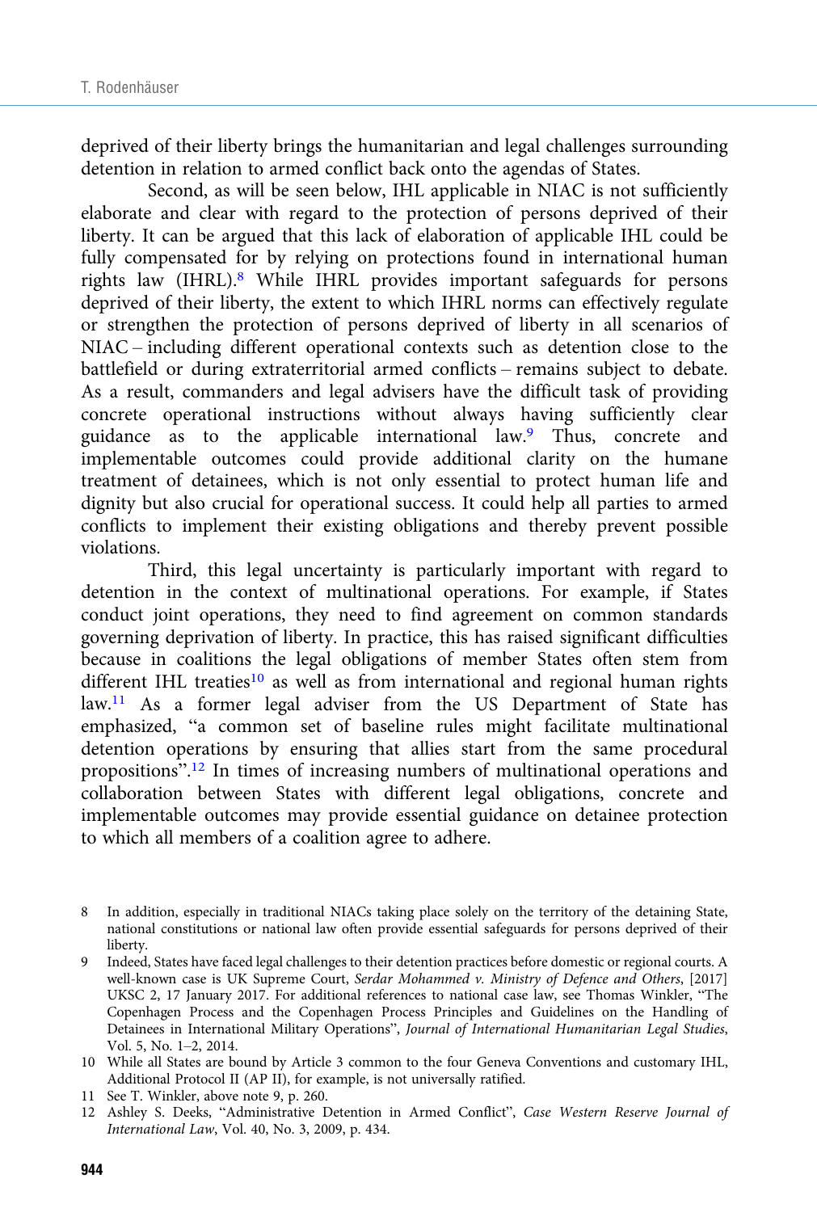deprived of their liberty brings the humanitarian and legal challenges surrounding detention in relation to armed conflict back onto the agendas of States.

Second, as will be seen below, IHL applicable in NIAC is not sufficiently elaborate and clear with regard to the protection of persons deprived of their liberty. It can be argued that this lack of elaboration of applicable IHL could be fully compensated for by relying on protections found in international human rights law (IHRL).[8] While IHRL provides important safeguards for persons deprived of their liberty, the extent to which IHRL norms can effectively regulate or strengthen the protection of persons deprived of liberty in all scenarios of NIAC – including different operational contexts such as detention close to the battlefield or during extraterritorial armed conflicts – remains subject to debate. As a result, commanders and legal advisers have the difficult task of providing concrete operational instructions without always having sufficiently clear guidance as to the applicable international law.[9] Thus, concrete and implementable outcomes could provide additional clarity on the humane treatment of detainees, which is not only essential to protect human life and dignity but also crucial for operational success. It could help all parties to armed conflicts to implement their existing obligations and thereby prevent possible violations.

Third, this legal uncertainty is particularly important with regard to detention in the context of multinational operations. For example, if States conduct joint operations, they need to find agreement on common standards governing deprivation of liberty. In practice, this has raised significant difficulties because in coalitions the legal obligations of member States often stem from different IHL treaties[10] as well as from international and regional human rights law.[11] As a former legal adviser from the US Department of State has emphasized, "a common set of baseline rules might facilitate multinational detention operations by ensuring that allies start from the same procedural propositions".[12] In times of increasing numbers of multinational operations and collaboration between States with different legal obligations, concrete and implementable outcomes may provide essential guidance on detainee protection to which all members of a coalition agree to adhere.

8 In addition, especially in traditional NIACs taking place solely on the territory of the detaining State, national constitutions or national law often provide essential safeguards for persons deprived of their liberty.

9 Indeed, States have faced legal challenges to their detention practices before domestic or regional courts. A well-known case is UK Supreme Court, *Serdar Mohammed v. Ministry of Defence and Others*, [2017] UKSC 2, 17 January 2017. For additional references to national case law, see Thomas Winkler, "The Copenhagen Process and the Copenhagen Process Principles and Guidelines on the Handling of Detainees in International Military Operations", *Journal of International Humanitarian Legal Studies*, Vol. 5, No. 1–2, 2014.

10 While all States are bound by Article 3 common to the four Geneva Conventions and customary IHL, Additional Protocol II (AP II), for example, is not universally ratified.

11 See T. Winkler, above note 9, p. 260.

12 Ashley S. Deeks, "Administrative Detention in Armed Conflict", *Case Western Reserve Journal of International Law*, Vol. 40, No. 3, 2009, p. 434.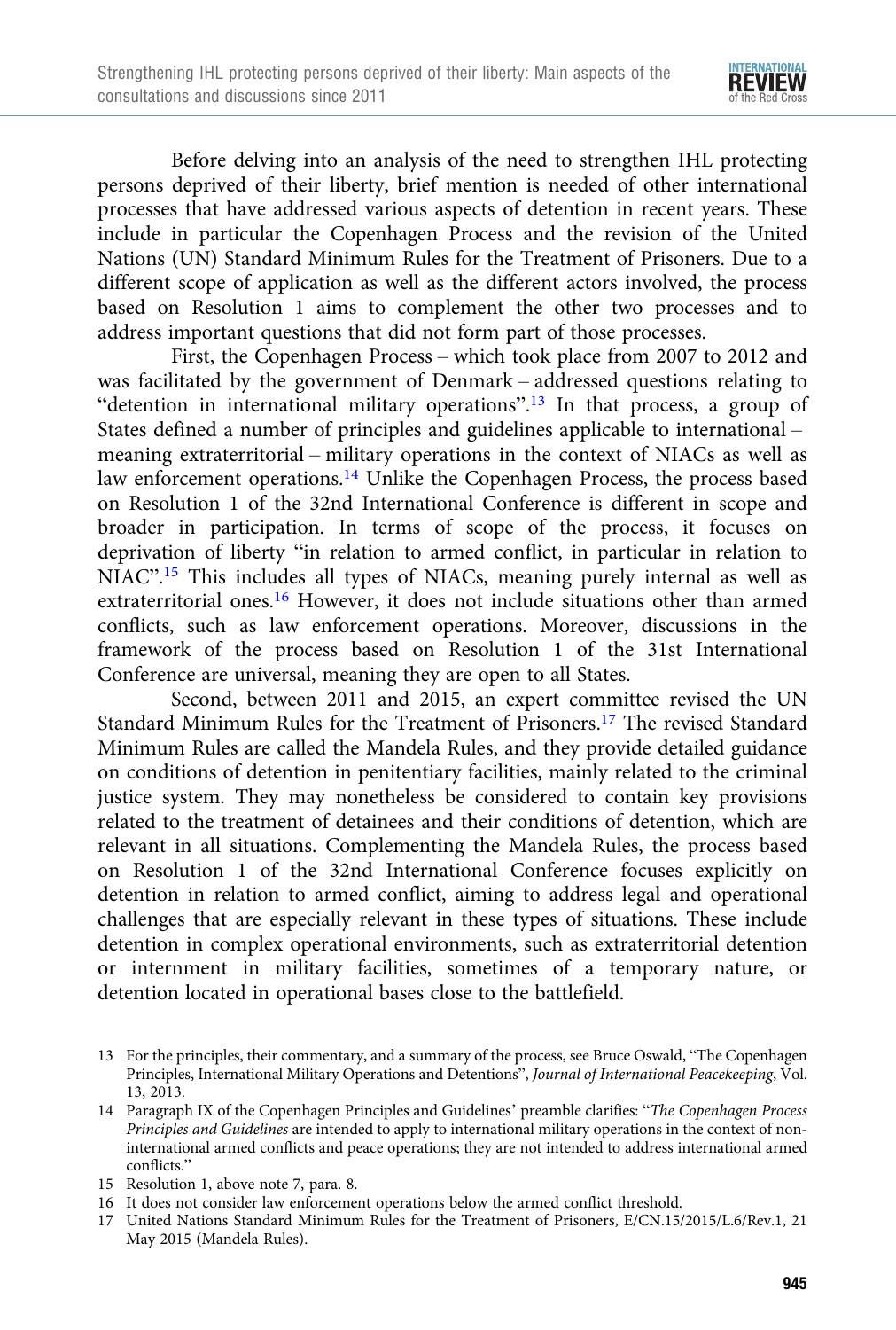Before delving into an analysis of the need to strengthen IHL protecting persons deprived of their liberty, brief mention is needed of other international processes that have addressed various aspects of detention in recent years. These include in particular the Copenhagen Process and the revision of the United Nations (UN) Standard Minimum Rules for the Treatment of Prisoners. Due to a different scope of application as well as the different actors involved, the process based on Resolution 1 aims to complement the other two processes and to address important questions that did not form part of those processes.

First, the Copenhagen Process – which took place from 2007 to 2012 and was facilitated by the government of Denmark – addressed questions relating to "detention in international military operations".[13] In that process, a group of States defined a number of principles and guidelines applicable to international – meaning extraterritorial – military operations in the context of NIACs as well as law enforcement operations.[14] Unlike the Copenhagen Process, the process based on Resolution 1 of the 32nd International Conference is different in scope and broader in participation. In terms of scope of the process, it focuses on deprivation of liberty "in relation to armed conflict, in particular in relation to NIAC".[15] This includes all types of NIACs, meaning purely internal as well as extraterritorial ones.[16] However, it does not include situations other than armed conflicts, such as law enforcement operations. Moreover, discussions in the framework of the process based on Resolution 1 of the 31st International Conference are universal, meaning they are open to all States.

Second, between 2011 and 2015, an expert committee revised the UN Standard Minimum Rules for the Treatment of Prisoners.[17] The revised Standard Minimum Rules are called the Mandela Rules, and they provide detailed guidance on conditions of detention in penitentiary facilities, mainly related to the criminal justice system. They may nonetheless be considered to contain key provisions related to the treatment of detainees and their conditions of detention, which are relevant in all situations. Complementing the Mandela Rules, the process based on Resolution 1 of the 32nd International Conference focuses explicitly on detention in relation to armed conflict, aiming to address legal and operational challenges that are especially relevant in these types of situations. These include detention in complex operational environments, such as extraterritorial detention or internment in military facilities, sometimes of a temporary nature, or detention located in operational bases close to the battlefield.

---

13 For the principles, their commentary, and a summary of the process, see Bruce Oswald, "The Copenhagen Principles, International Military Operations and Detentions", *Journal of International Peacekeeping*, Vol. 13, 2013.

14 Paragraph IX of the Copenhagen Principles and Guidelines' preamble clarifies: "*The Copenhagen Process Principles and Guidelines* are intended to apply to international military operations in the context of non-international armed conflicts and peace operations; they are not intended to address international armed conflicts."

15 Resolution 1, above note 7, para. 8.

16 It does not consider law enforcement operations below the armed conflict threshold.

17 United Nations Standard Minimum Rules for the Treatment of Prisoners, E/CN.15/2015/L.6/Rev.1, 21 May 2015 (Mandela Rules).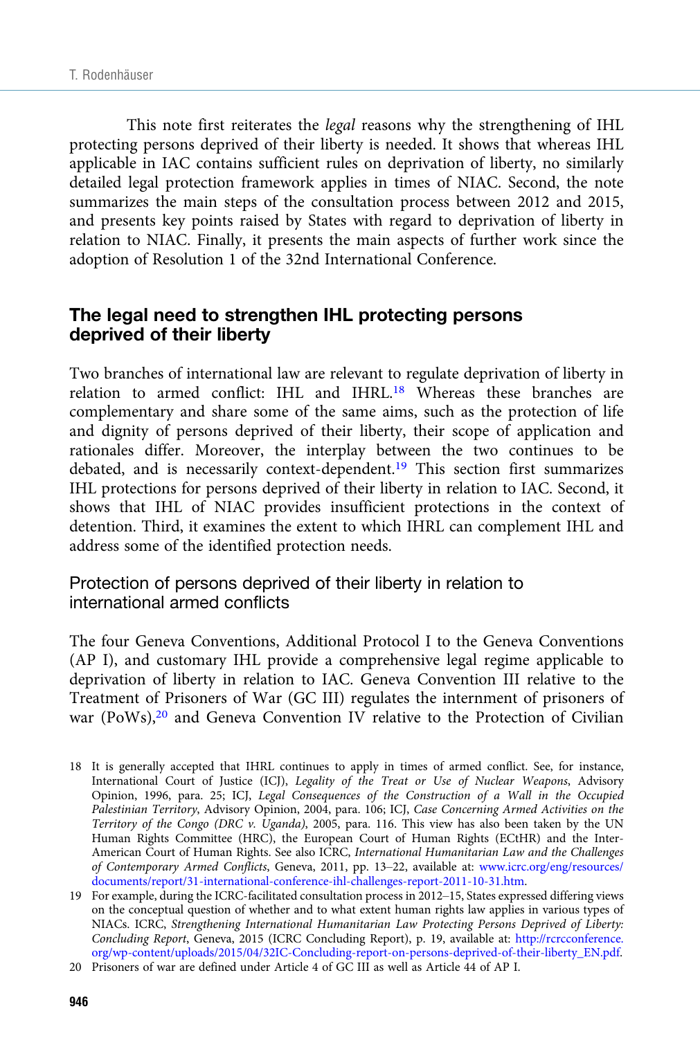This note first reiterates the *legal* reasons why the strengthening of IHL protecting persons deprived of their liberty is needed. It shows that whereas IHL applicable in IAC contains sufficient rules on deprivation of liberty, no similarly detailed legal protection framework applies in times of NIAC. Second, the note summarizes the main steps of the consultation process between 2012 and 2015, and presents key points raised by States with regard to deprivation of liberty in relation to NIAC. Finally, it presents the main aspects of further work since the adoption of Resolution 1 of the 32nd International Conference.

## The legal need to strengthen IHL protecting persons deprived of their liberty

Two branches of international law are relevant to regulate deprivation of liberty in relation to armed conflict: IHL and IHRL.[18] Whereas these branches are complementary and share some of the same aims, such as the protection of life and dignity of persons deprived of their liberty, their scope of application and rationales differ. Moreover, the interplay between the two continues to be debated, and is necessarily context-dependent.[19] This section first summarizes IHL protections for persons deprived of their liberty in relation to IAC. Second, it shows that IHL of NIAC provides insufficient protections in the context of detention. Third, it examines the extent to which IHRL can complement IHL and address some of the identified protection needs.

### Protection of persons deprived of their liberty in relation to international armed conflicts

The four Geneva Conventions, Additional Protocol I to the Geneva Conventions (AP I), and customary IHL provide a comprehensive legal regime applicable to deprivation of liberty in relation to IAC. Geneva Convention III relative to the Treatment of Prisoners of War (GC III) regulates the internment of prisoners of war (PoWs),[20] and Geneva Convention IV relative to the Protection of Civilian

18 It is generally accepted that IHRL continues to apply in times of armed conflict. See, for instance, International Court of Justice (ICJ), *Legality of the Treat or Use of Nuclear Weapons*, Advisory Opinion, 1996, para. 25; ICJ, *Legal Consequences of the Construction of a Wall in the Occupied Palestinian Territory*, Advisory Opinion, 2004, para. 106; ICJ, *Case Concerning Armed Activities on the Territory of the Congo (DRC v. Uganda)*, 2005, para. 116. This view has also been taken by the UN Human Rights Committee (HRC), the European Court of Human Rights (ECtHR) and the Inter-American Court of Human Rights. See also ICRC, *International Humanitarian Law and the Challenges of Contemporary Armed Conflicts*, Geneva, 2011, pp. 13–22, available at: www.icrc.org/eng/resources/documents/report/31-international-conference-ihl-challenges-report-2011-10-31.htm.

19 For example, during the ICRC-facilitated consultation process in 2012–15, States expressed differing views on the conceptual question of whether and to what extent human rights law applies in various types of NIACs. ICRC, *Strengthening International Humanitarian Law Protecting Persons Deprived of Liberty: Concluding Report*, Geneva, 2015 (ICRC Concluding Report), p. 19, available at: http://rcrcconference.org/wp-content/uploads/2015/04/32IC-Concluding-report-on-persons-deprived-of-their-liberty_EN.pdf.

20 Prisoners of war are defined under Article 4 of GC III as well as Article 44 of AP I.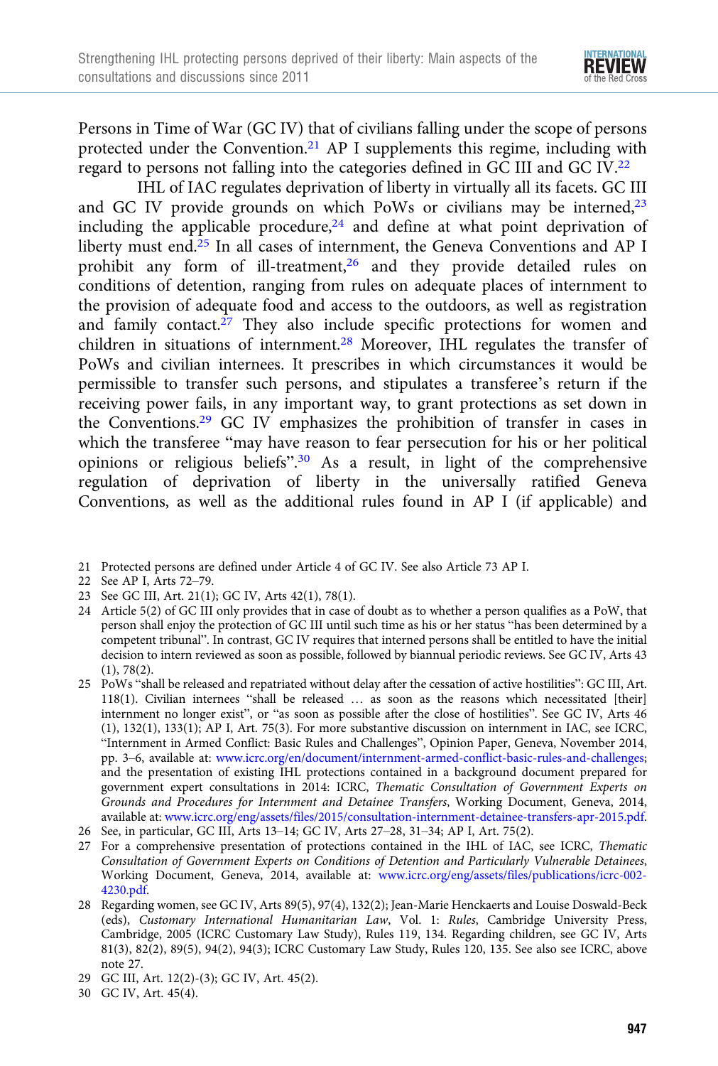Persons in Time of War (GC IV) that of civilians falling under the scope of persons protected under the Convention.[21] AP I supplements this regime, including with regard to persons not falling into the categories defined in GC III and GC IV.[22]

IHL of IAC regulates deprivation of liberty in virtually all its facets. GC III and GC IV provide grounds on which PoWs or civilians may be interned,[23] including the applicable procedure,[24] and define at what point deprivation of liberty must end.[25] In all cases of internment, the Geneva Conventions and AP I prohibit any form of ill-treatment,[26] and they provide detailed rules on conditions of detention, ranging from rules on adequate places of internment to the provision of adequate food and access to the outdoors, as well as registration and family contact.[27] They also include specific protections for women and children in situations of internment.[28] Moreover, IHL regulates the transfer of PoWs and civilian internees. It prescribes in which circumstances it would be permissible to transfer such persons, and stipulates a transferee's return if the receiving power fails, in any important way, to grant protections as set down in the Conventions.[29] GC IV emphasizes the prohibition of transfer in cases in which the transferee "may have reason to fear persecution for his or her political opinions or religious beliefs".[30] As a result, in light of the comprehensive regulation of deprivation of liberty in the universally ratified Geneva Conventions, as well as the additional rules found in AP I (if applicable) and

---

21 Protected persons are defined under Article 4 of GC IV. See also Article 73 AP I.

22 See AP I, Arts 72–79.

23 See GC III, Art. 21(1); GC IV, Arts 42(1), 78(1).

24 Article 5(2) of GC III only provides that in case of doubt as to whether a person qualifies as a PoW, that person shall enjoy the protection of GC III until such time as his or her status "has been determined by a competent tribunal". In contrast, GC IV requires that interned persons shall be entitled to have the initial decision to intern reviewed as soon as possible, followed by biannual periodic reviews. See GC IV, Arts 43 (1), 78(2).

25 PoWs "shall be released and repatriated without delay after the cessation of active hostilities": GC III, Art. 118(1). Civilian internees "shall be released … as soon as the reasons which necessitated [their] internment no longer exist", or "as soon as possible after the close of hostilities". See GC IV, Arts 46 (1), 132(1), 133(1); AP I, Art. 75(3). For more substantive discussion on internment in IAC, see ICRC, "Internment in Armed Conflict: Basic Rules and Challenges", Opinion Paper, Geneva, November 2014, pp. 3–6, available at: www.icrc.org/en/document/internment-armed-conflict-basic-rules-and-challenges; and the presentation of existing IHL protections contained in a background document prepared for government expert consultations in 2014: ICRC, *Thematic Consultation of Government Experts on Grounds and Procedures for Internment and Detainee Transfers*, Working Document, Geneva, 2014, available at: www.icrc.org/eng/assets/files/2015/consultation-internment-detainee-transfers-apr-2015.pdf.

26 See, in particular, GC III, Arts 13–14; GC IV, Arts 27–28, 31–34; AP I, Art. 75(2).

27 For a comprehensive presentation of protections contained in the IHL of IAC, see ICRC, *Thematic Consultation of Government Experts on Conditions of Detention and Particularly Vulnerable Detainees*, Working Document, Geneva, 2014, available at: www.icrc.org/eng/assets/files/publications/icrc-002-4230.pdf.

28 Regarding women, see GC IV, Arts 89(5), 97(4), 132(2); Jean-Marie Henckaerts and Louise Doswald-Beck (eds), *Customary International Humanitarian Law*, Vol. 1: *Rules*, Cambridge University Press, Cambridge, 2005 (ICRC Customary Law Study), Rules 119, 134. Regarding children, see GC IV, Arts 81(3), 82(2), 89(5), 94(2), 94(3); ICRC Customary Law Study, Rules 120, 135. See also see ICRC, above note 27.

29 GC III, Art. 12(2)-(3); GC IV, Art. 45(2).

30 GC IV, Art. 45(4).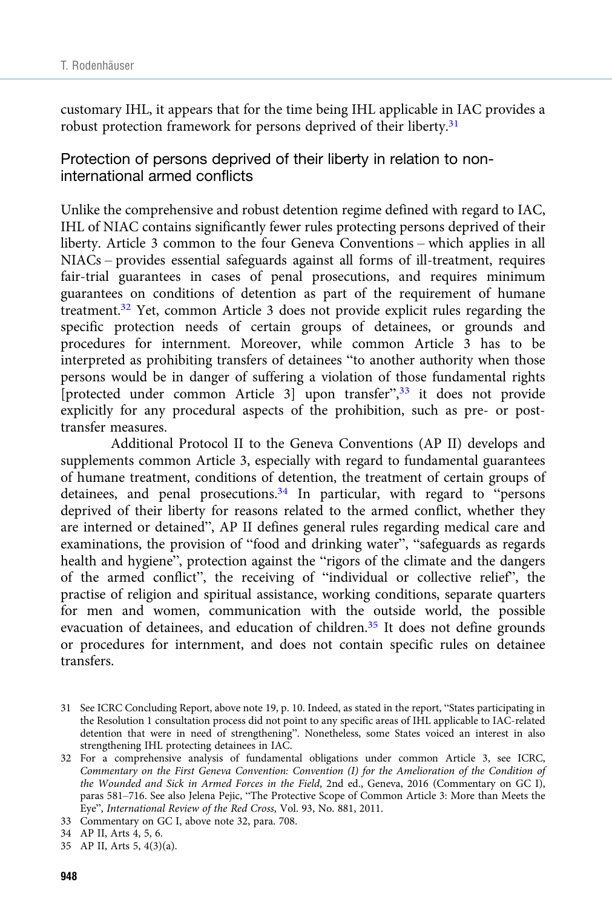customary IHL, it appears that for the time being IHL applicable in IAC provides a robust protection framework for persons deprived of their liberty.[31]

## Protection of persons deprived of their liberty in relation to non-international armed conflicts

Unlike the comprehensive and robust detention regime defined with regard to IAC, IHL of NIAC contains significantly fewer rules protecting persons deprived of their liberty. Article 3 common to the four Geneva Conventions – which applies in all NIACs – provides essential safeguards against all forms of ill-treatment, requires fair-trial guarantees in cases of penal prosecutions, and requires minimum guarantees on conditions of detention as part of the requirement of humane treatment.[32] Yet, common Article 3 does not provide explicit rules regarding the specific protection needs of certain groups of detainees, or grounds and procedures for internment. Moreover, while common Article 3 has to be interpreted as prohibiting transfers of detainees "to another authority when those persons would be in danger of suffering a violation of those fundamental rights [protected under common Article 3] upon transfer",[33] it does not provide explicitly for any procedural aspects of the prohibition, such as pre- or post-transfer measures.

Additional Protocol II to the Geneva Conventions (AP II) develops and supplements common Article 3, especially with regard to fundamental guarantees of humane treatment, conditions of detention, the treatment of certain groups of detainees, and penal prosecutions.[34] In particular, with regard to "persons deprived of their liberty for reasons related to the armed conflict, whether they are interned or detained", AP II defines general rules regarding medical care and examinations, the provision of "food and drinking water", "safeguards as regards health and hygiene", protection against the "rigors of the climate and the dangers of the armed conflict", the receiving of "individual or collective relief", the practise of religion and spiritual assistance, working conditions, separate quarters for men and women, communication with the outside world, the possible evacuation of detainees, and education of children.[35] It does not define grounds or procedures for internment, and does not contain specific rules on detainee transfers.

31 See ICRC Concluding Report, above note 19, p. 10. Indeed, as stated in the report, "States participating in the Resolution 1 consultation process did not point to any specific areas of IHL applicable to IAC-related detention that were in need of strengthening". Nonetheless, some States voiced an interest in also strengthening IHL protecting detainees in IAC.

32 For a comprehensive analysis of fundamental obligations under common Article 3, see ICRC, *Commentary on the First Geneva Convention: Convention (I) for the Amelioration of the Condition of the Wounded and Sick in Armed Forces in the Field*, 2nd ed., Geneva, 2016 (Commentary on GC I), paras 581–716. See also Jelena Pejic, "The Protective Scope of Common Article 3: More than Meets the Eye", *International Review of the Red Cross*, Vol. 93, No. 881, 2011.

33 Commentary on GC I, above note 32, para. 708.

34 AP II, Arts 4, 5, 6.

35 AP II, Arts 5, 4(3)(a).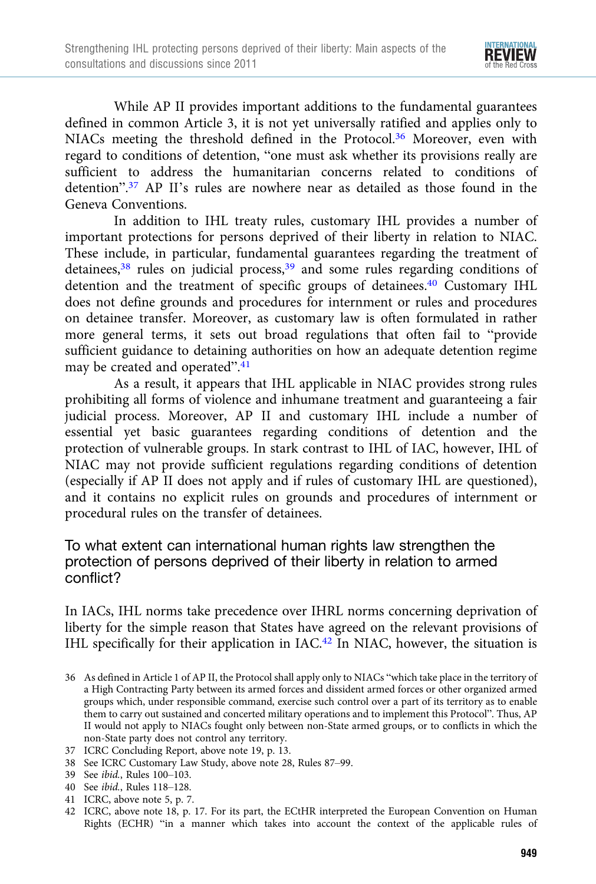While AP II provides important additions to the fundamental guarantees defined in common Article 3, it is not yet universally ratified and applies only to NIACs meeting the threshold defined in the Protocol.[36] Moreover, even with regard to conditions of detention, "one must ask whether its provisions really are sufficient to address the humanitarian concerns related to conditions of detention".[37] AP II's rules are nowhere near as detailed as those found in the Geneva Conventions.

In addition to IHL treaty rules, customary IHL provides a number of important protections for persons deprived of their liberty in relation to NIAC. These include, in particular, fundamental guarantees regarding the treatment of detainees,[38] rules on judicial process,[39] and some rules regarding conditions of detention and the treatment of specific groups of detainees.[40] Customary IHL does not define grounds and procedures for internment or rules and procedures on detainee transfer. Moreover, as customary law is often formulated in rather more general terms, it sets out broad regulations that often fail to "provide sufficient guidance to detaining authorities on how an adequate detention regime may be created and operated".[41]

As a result, it appears that IHL applicable in NIAC provides strong rules prohibiting all forms of violence and inhumane treatment and guaranteeing a fair judicial process. Moreover, AP II and customary IHL include a number of essential yet basic guarantees regarding conditions of detention and the protection of vulnerable groups. In stark contrast to IHL of IAC, however, IHL of NIAC may not provide sufficient regulations regarding conditions of detention (especially if AP II does not apply and if rules of customary IHL are questioned), and it contains no explicit rules on grounds and procedures of internment or procedural rules on the transfer of detainees.

## To what extent can international human rights law strengthen the protection of persons deprived of their liberty in relation to armed conflict?

In IACs, IHL norms take precedence over IHRL norms concerning deprivation of liberty for the simple reason that States have agreed on the relevant provisions of IHL specifically for their application in IAC.[42] In NIAC, however, the situation is

36 As defined in Article 1 of AP II, the Protocol shall apply only to NIACs "which take place in the territory of a High Contracting Party between its armed forces and dissident armed forces or other organized armed groups which, under responsible command, exercise such control over a part of its territory as to enable them to carry out sustained and concerted military operations and to implement this Protocol". Thus, AP II would not apply to NIACs fought only between non-State armed groups, or to conflicts in which the non-State party does not control any territory.

37 ICRC Concluding Report, above note 19, p. 13.

38 See ICRC Customary Law Study, above note 28, Rules 87–99.

39 See *ibid.*, Rules 100–103.

40 See *ibid.*, Rules 118–128.

41 ICRC, above note 5, p. 7.

42 ICRC, above note 18, p. 17. For its part, the ECtHR interpreted the European Convention on Human Rights (ECHR) "in a manner which takes into account the context of the applicable rules of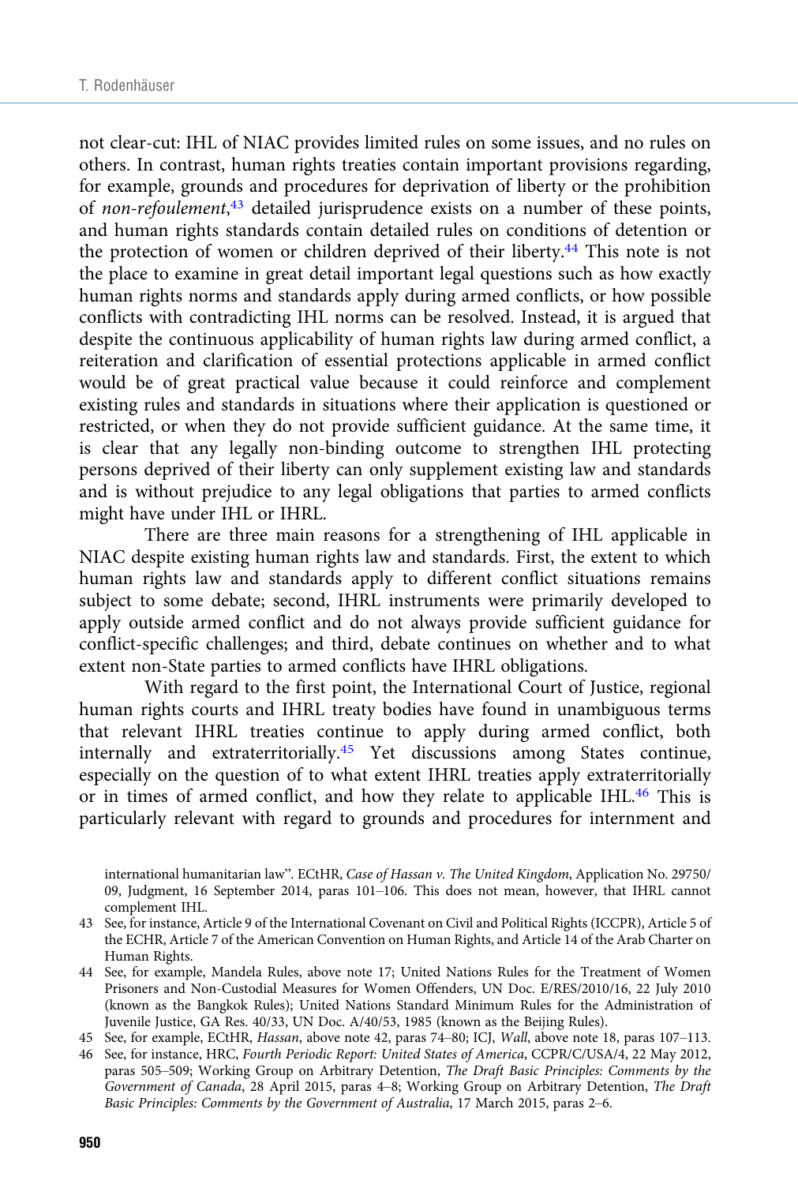not clear-cut: IHL of NIAC provides limited rules on some issues, and no rules on others. In contrast, human rights treaties contain important provisions regarding, for example, grounds and procedures for deprivation of liberty or the prohibition of *non-refoulement*,[43] detailed jurisprudence exists on a number of these points, and human rights standards contain detailed rules on conditions of detention or the protection of women or children deprived of their liberty.[44] This note is not the place to examine in great detail important legal questions such as how exactly human rights norms and standards apply during armed conflicts, or how possible conflicts with contradicting IHL norms can be resolved. Instead, it is argued that despite the continuous applicability of human rights law during armed conflict, a reiteration and clarification of essential protections applicable in armed conflict would be of great practical value because it could reinforce and complement existing rules and standards in situations where their application is questioned or restricted, or when they do not provide sufficient guidance. At the same time, it is clear that any legally non-binding outcome to strengthen IHL protecting persons deprived of their liberty can only supplement existing law and standards and is without prejudice to any legal obligations that parties to armed conflicts might have under IHL or IHRL.

There are three main reasons for a strengthening of IHL applicable in NIAC despite existing human rights law and standards. First, the extent to which human rights law and standards apply to different conflict situations remains subject to some debate; second, IHRL instruments were primarily developed to apply outside armed conflict and do not always provide sufficient guidance for conflict-specific challenges; and third, debate continues on whether and to what extent non-State parties to armed conflicts have IHRL obligations.

With regard to the first point, the International Court of Justice, regional human rights courts and IHRL treaty bodies have found in unambiguous terms that relevant IHRL treaties continue to apply during armed conflict, both internally and extraterritorially.[45] Yet discussions among States continue, especially on the question of to what extent IHRL treaties apply extraterritorially or in times of armed conflict, and how they relate to applicable IHL.[46] This is particularly relevant with regard to grounds and procedures for internment and

---

international humanitarian law". ECtHR, *Case of Hassan v. The United Kingdom*, Application No. 29750/09, Judgment, 16 September 2014, paras 101–106. This does not mean, however, that IHRL cannot complement IHL.

43 See, for instance, Article 9 of the International Covenant on Civil and Political Rights (ICCPR), Article 5 of the ECHR, Article 7 of the American Convention on Human Rights, and Article 14 of the Arab Charter on Human Rights.

44 See, for example, Mandela Rules, above note 17; United Nations Rules for the Treatment of Women Prisoners and Non-Custodial Measures for Women Offenders, UN Doc. E/RES/2010/16, 22 July 2010 (known as the Bangkok Rules); United Nations Standard Minimum Rules for the Administration of Juvenile Justice, GA Res. 40/33, UN Doc. A/40/53, 1985 (known as the Beijing Rules).

45 See, for example, ECtHR, *Hassan*, above note 42, paras 74–80; ICJ, *Wall*, above note 18, paras 107–113.

46 See, for instance, HRC, *Fourth Periodic Report: United States of America*, CCPR/C/USA/4, 22 May 2012, paras 505–509; Working Group on Arbitrary Detention, *The Draft Basic Principles: Comments by the Government of Canada*, 28 April 2015, paras 4–8; Working Group on Arbitrary Detention, *The Draft Basic Principles: Comments by the Government of Australia*, 17 March 2015, paras 2–6.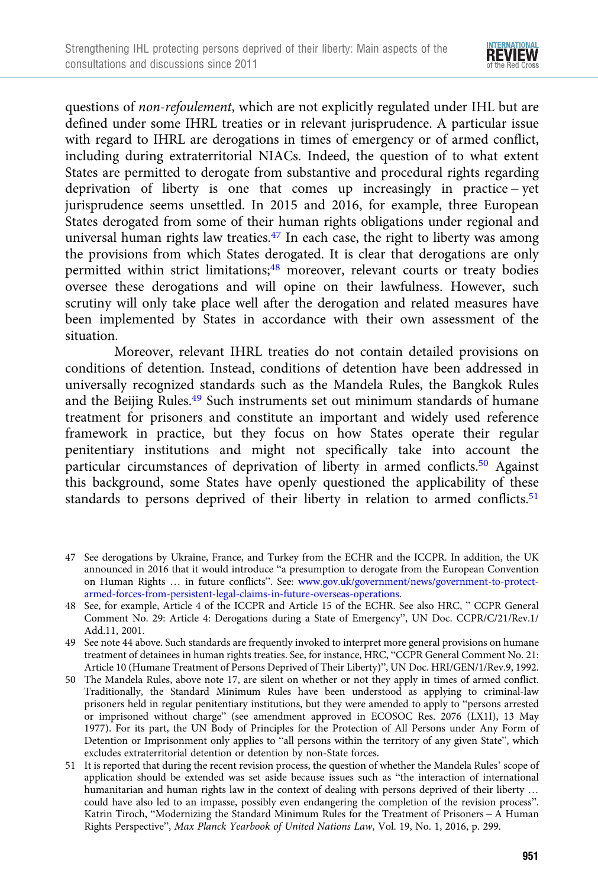questions of *non-refoulement*, which are not explicitly regulated under IHL but are defined under some IHRL treaties or in relevant jurisprudence. A particular issue with regard to IHRL are derogations in times of emergency or of armed conflict, including during extraterritorial NIACs. Indeed, the question of to what extent States are permitted to derogate from substantive and procedural rights regarding deprivation of liberty is one that comes up increasingly in practice – yet jurisprudence seems unsettled. In 2015 and 2016, for example, three European States derogated from some of their human rights obligations under regional and universal human rights law treaties.[47] In each case, the right to liberty was among the provisions from which States derogated. It is clear that derogations are only permitted within strict limitations;[48] moreover, relevant courts or treaty bodies oversee these derogations and will opine on their lawfulness. However, such scrutiny will only take place well after the derogation and related measures have been implemented by States in accordance with their own assessment of the situation.

Moreover, relevant IHRL treaties do not contain detailed provisions on conditions of detention. Instead, conditions of detention have been addressed in universally recognized standards such as the Mandela Rules, the Bangkok Rules and the Beijing Rules.[49] Such instruments set out minimum standards of humane treatment for prisoners and constitute an important and widely used reference framework in practice, but they focus on how States operate their regular penitentiary institutions and might not specifically take into account the particular circumstances of deprivation of liberty in armed conflicts.[50] Against this background, some States have openly questioned the applicability of these standards to persons deprived of their liberty in relation to armed conflicts.[51]

---

47 See derogations by Ukraine, France, and Turkey from the ECHR and the ICCPR. In addition, the UK announced in 2016 that it would introduce "a presumption to derogate from the European Convention on Human Rights … in future conflicts". See: www.gov.uk/government/news/government-to-protect-armed-forces-from-persistent-legal-claims-in-future-overseas-operations.

48 See, for example, Article 4 of the ICCPR and Article 15 of the ECHR. See also HRC, " CCPR General Comment No. 29: Article 4: Derogations during a State of Emergency", UN Doc. CCPR/C/21/Rev.1/Add.11, 2001.

49 See note 44 above. Such standards are frequently invoked to interpret more general provisions on humane treatment of detainees in human rights treaties. See, for instance, HRC, "CCPR General Comment No. 21: Article 10 (Humane Treatment of Persons Deprived of Their Liberty)", UN Doc. HRI/GEN/1/Rev.9, 1992.

50 The Mandela Rules, above note 17, are silent on whether or not they apply in times of armed conflict. Traditionally, the Standard Minimum Rules have been understood as applying to criminal-law prisoners held in regular penitentiary institutions, but they were amended to apply to "persons arrested or imprisoned without charge" (see amendment approved in ECOSOC Res. 2076 (LX1I), 13 May 1977). For its part, the UN Body of Principles for the Protection of All Persons under Any Form of Detention or Imprisonment only applies to "all persons within the territory of any given State", which excludes extraterritorial detention or detention by non-State forces.

51 It is reported that during the recent revision process, the question of whether the Mandela Rules' scope of application should be extended was set aside because issues such as "the interaction of international humanitarian and human rights law in the context of dealing with persons deprived of their liberty … could have also led to an impasse, possibly even endangering the completion of the revision process". Katrin Tiroch, "Modernizing the Standard Minimum Rules for the Treatment of Prisoners – A Human Rights Perspective", *Max Planck Yearbook of United Nations Law*, Vol. 19, No. 1, 2016, p. 299.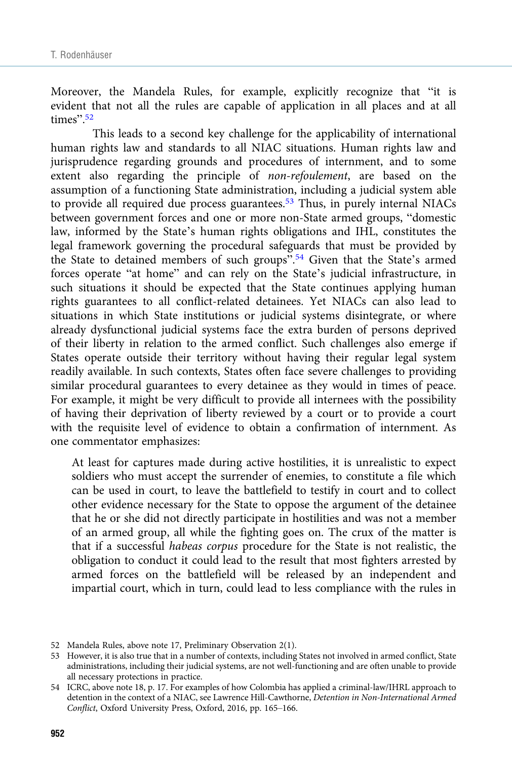Moreover, the Mandela Rules, for example, explicitly recognize that "it is evident that not all the rules are capable of application in all places and at all times".[52]

This leads to a second key challenge for the applicability of international human rights law and standards to all NIAC situations. Human rights law and jurisprudence regarding grounds and procedures of internment, and to some extent also regarding the principle of *non-refoulement*, are based on the assumption of a functioning State administration, including a judicial system able to provide all required due process guarantees.[53] Thus, in purely internal NIACs between government forces and one or more non-State armed groups, "domestic law, informed by the State's human rights obligations and IHL, constitutes the legal framework governing the procedural safeguards that must be provided by the State to detained members of such groups".[54] Given that the State's armed forces operate "at home" and can rely on the State's judicial infrastructure, in such situations it should be expected that the State continues applying human rights guarantees to all conflict-related detainees. Yet NIACs can also lead to situations in which State institutions or judicial systems disintegrate, or where already dysfunctional judicial systems face the extra burden of persons deprived of their liberty in relation to the armed conflict. Such challenges also emerge if States operate outside their territory without having their regular legal system readily available. In such contexts, States often face severe challenges to providing similar procedural guarantees to every detainee as they would in times of peace. For example, it might be very difficult to provide all internees with the possibility of having their deprivation of liberty reviewed by a court or to provide a court with the requisite level of evidence to obtain a confirmation of internment. As one commentator emphasizes:

> At least for captures made during active hostilities, it is unrealistic to expect soldiers who must accept the surrender of enemies, to constitute a file which can be used in court, to leave the battlefield to testify in court and to collect other evidence necessary for the State to oppose the argument of the detainee that he or she did not directly participate in hostilities and was not a member of an armed group, all while the fighting goes on. The crux of the matter is that if a successful *habeas corpus* procedure for the State is not realistic, the obligation to conduct it could lead to the result that most fighters arrested by armed forces on the battlefield will be released by an independent and impartial court, which in turn, could lead to less compliance with the rules in

52 Mandela Rules, above note 17, Preliminary Observation 2(1).

53 However, it is also true that in a number of contexts, including States not involved in armed conflict, State administrations, including their judicial systems, are not well-functioning and are often unable to provide all necessary protections in practice.

54 ICRC, above note 18, p. 17. For examples of how Colombia has applied a criminal-law/IHRL approach to detention in the context of a NIAC, see Lawrence Hill-Cawthorne, *Detention in Non-International Armed Conflict*, Oxford University Press, Oxford, 2016, pp. 165–166.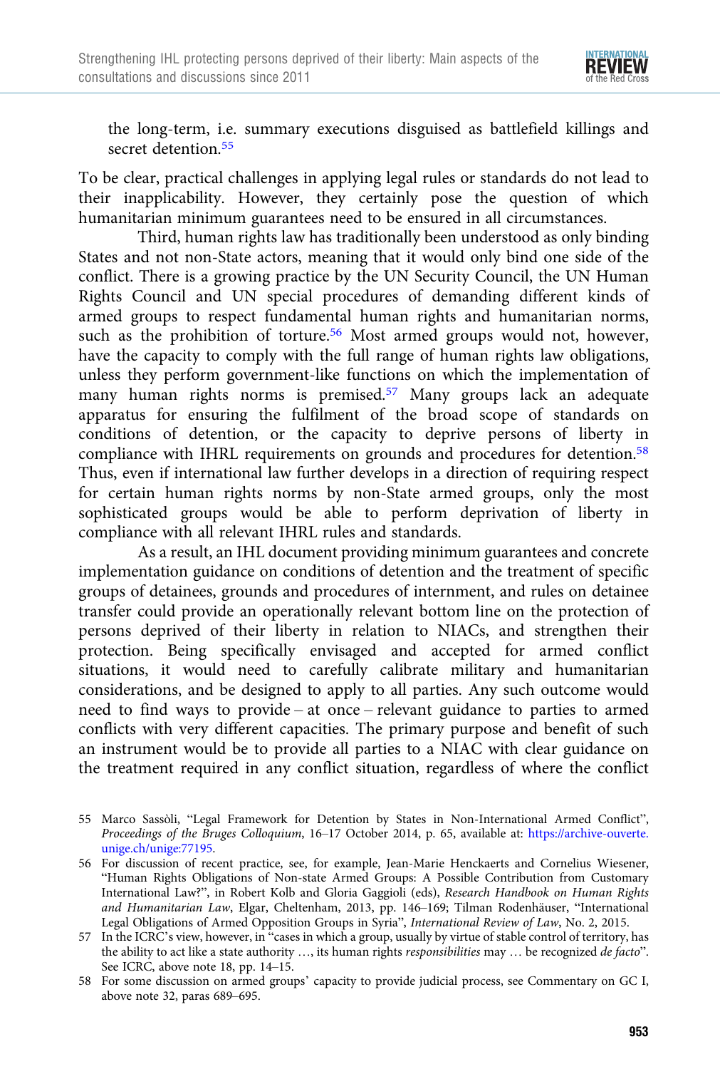the long-term, i.e. summary executions disguised as battlefield killings and secret detention.[55]

To be clear, practical challenges in applying legal rules or standards do not lead to their inapplicability. However, they certainly pose the question of which humanitarian minimum guarantees need to be ensured in all circumstances.

Third, human rights law has traditionally been understood as only binding States and not non-State actors, meaning that it would only bind one side of the conflict. There is a growing practice by the UN Security Council, the UN Human Rights Council and UN special procedures of demanding different kinds of armed groups to respect fundamental human rights and humanitarian norms, such as the prohibition of torture.[56] Most armed groups would not, however, have the capacity to comply with the full range of human rights law obligations, unless they perform government-like functions on which the implementation of many human rights norms is premised.[57] Many groups lack an adequate apparatus for ensuring the fulfilment of the broad scope of standards on conditions of detention, or the capacity to deprive persons of liberty in compliance with IHRL requirements on grounds and procedures for detention.[58] Thus, even if international law further develops in a direction of requiring respect for certain human rights norms by non-State armed groups, only the most sophisticated groups would be able to perform deprivation of liberty in compliance with all relevant IHRL rules and standards.

As a result, an IHL document providing minimum guarantees and concrete implementation guidance on conditions of detention and the treatment of specific groups of detainees, grounds and procedures of internment, and rules on detainee transfer could provide an operationally relevant bottom line on the protection of persons deprived of their liberty in relation to NIACs, and strengthen their protection. Being specifically envisaged and accepted for armed conflict situations, it would need to carefully calibrate military and humanitarian considerations, and be designed to apply to all parties. Any such outcome would need to find ways to provide – at once – relevant guidance to parties to armed conflicts with very different capacities. The primary purpose and benefit of such an instrument would be to provide all parties to a NIAC with clear guidance on the treatment required in any conflict situation, regardless of where the conflict

---

55 Marco Sassòli, "Legal Framework for Detention by States in Non-International Armed Conflict", *Proceedings of the Bruges Colloquium*, 16–17 October 2014, p. 65, available at: https://archive-ouverte.unige.ch/unige:77195.

56 For discussion of recent practice, see, for example, Jean-Marie Henckaerts and Cornelius Wiesener, "Human Rights Obligations of Non-state Armed Groups: A Possible Contribution from Customary International Law?", in Robert Kolb and Gloria Gaggioli (eds), *Research Handbook on Human Rights and Humanitarian Law*, Elgar, Cheltenham, 2013, pp. 146–169; Tilman Rodenhäuser, "International Legal Obligations of Armed Opposition Groups in Syria", *International Review of Law*, No. 2, 2015.

57 In the ICRC's view, however, in "cases in which a group, usually by virtue of stable control of territory, has the ability to act like a state authority …, its human rights *responsibilities* may … be recognized *de facto*". See ICRC, above note 18, pp. 14–15.

58 For some discussion on armed groups' capacity to provide judicial process, see Commentary on GC I, above note 32, paras 689–695.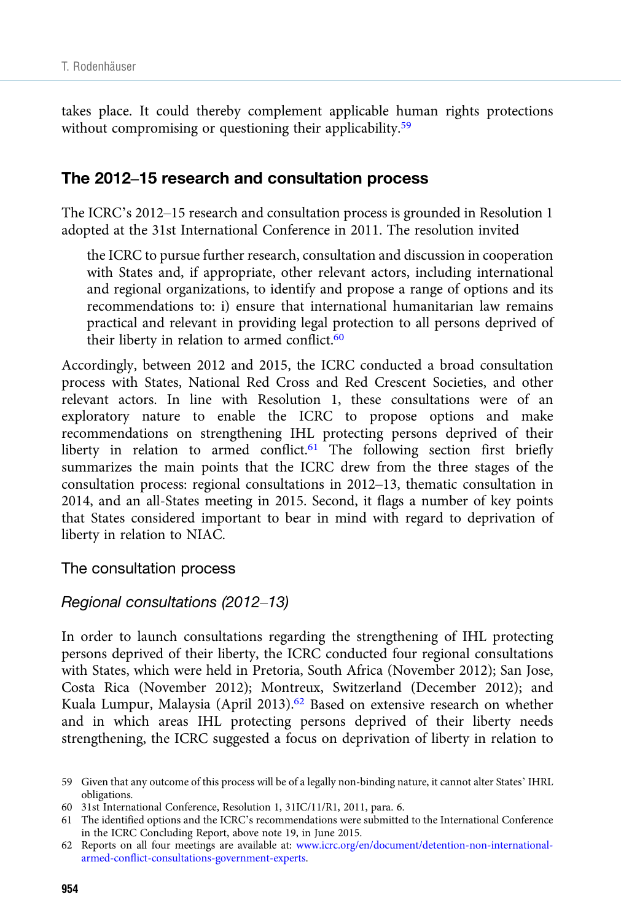takes place. It could thereby complement applicable human rights protections without compromising or questioning their applicability.[59]

## The 2012–15 research and consultation process

The ICRC's 2012–15 research and consultation process is grounded in Resolution 1 adopted at the 31st International Conference in 2011. The resolution invited

> the ICRC to pursue further research, consultation and discussion in cooperation with States and, if appropriate, other relevant actors, including international and regional organizations, to identify and propose a range of options and its recommendations to: i) ensure that international humanitarian law remains practical and relevant in providing legal protection to all persons deprived of their liberty in relation to armed conflict.[60]

Accordingly, between 2012 and 2015, the ICRC conducted a broad consultation process with States, National Red Cross and Red Crescent Societies, and other relevant actors. In line with Resolution 1, these consultations were of an exploratory nature to enable the ICRC to propose options and make recommendations on strengthening IHL protecting persons deprived of their liberty in relation to armed conflict.[61] The following section first briefly summarizes the main points that the ICRC drew from the three stages of the consultation process: regional consultations in 2012–13, thematic consultation in 2014, and an all-States meeting in 2015. Second, it flags a number of key points that States considered important to bear in mind with regard to deprivation of liberty in relation to NIAC.

### The consultation process

#### *Regional consultations (2012–13)*

In order to launch consultations regarding the strengthening of IHL protecting persons deprived of their liberty, the ICRC conducted four regional consultations with States, which were held in Pretoria, South Africa (November 2012); San Jose, Costa Rica (November 2012); Montreux, Switzerland (December 2012); and Kuala Lumpur, Malaysia (April 2013).[62] Based on extensive research on whether and in which areas IHL protecting persons deprived of their liberty needs strengthening, the ICRC suggested a focus on deprivation of liberty in relation to

---

59 Given that any outcome of this process will be of a legally non-binding nature, it cannot alter States' IHRL obligations.

60 31st International Conference, Resolution 1, 31IC/11/R1, 2011, para. 6.

61 The identified options and the ICRC's recommendations were submitted to the International Conference in the ICRC Concluding Report, above note 19, in June 2015.

62 Reports on all four meetings are available at: www.icrc.org/en/document/detention-non-international-armed-conflict-consultations-government-experts.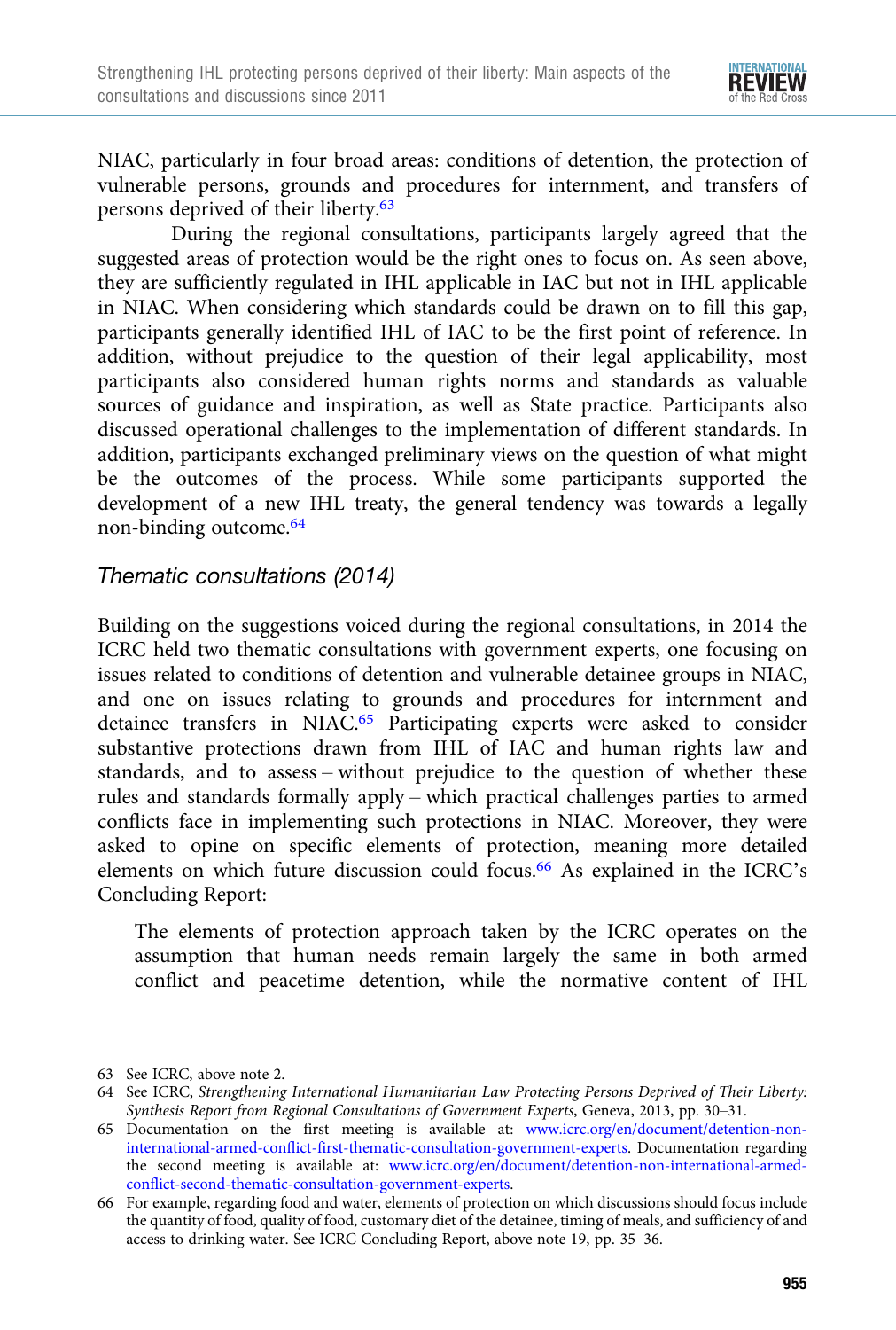NIAC, particularly in four broad areas: conditions of detention, the protection of vulnerable persons, grounds and procedures for internment, and transfers of persons deprived of their liberty.[63]

During the regional consultations, participants largely agreed that the suggested areas of protection would be the right ones to focus on. As seen above, they are sufficiently regulated in IHL applicable in IAC but not in IHL applicable in NIAC. When considering which standards could be drawn on to fill this gap, participants generally identified IHL of IAC to be the first point of reference. In addition, without prejudice to the question of their legal applicability, most participants also considered human rights norms and standards as valuable sources of guidance and inspiration, as well as State practice. Participants also discussed operational challenges to the implementation of different standards. In addition, participants exchanged preliminary views on the question of what might be the outcomes of the process. While some participants supported the development of a new IHL treaty, the general tendency was towards a legally non-binding outcome.[64]

### *Thematic consultations (2014)*

Building on the suggestions voiced during the regional consultations, in 2014 the ICRC held two thematic consultations with government experts, one focusing on issues related to conditions of detention and vulnerable detainee groups in NIAC, and one on issues relating to grounds and procedures for internment and detainee transfers in NIAC.[65] Participating experts were asked to consider substantive protections drawn from IHL of IAC and human rights law and standards, and to assess – without prejudice to the question of whether these rules and standards formally apply – which practical challenges parties to armed conflicts face in implementing such protections in NIAC. Moreover, they were asked to opine on specific elements of protection, meaning more detailed elements on which future discussion could focus.[66] As explained in the ICRC's Concluding Report:

> The elements of protection approach taken by the ICRC operates on the assumption that human needs remain largely the same in both armed conflict and peacetime detention, while the normative content of IHL

---

63 See ICRC, above note 2.

64 See ICRC, *Strengthening International Humanitarian Law Protecting Persons Deprived of Their Liberty: Synthesis Report from Regional Consultations of Government Experts*, Geneva, 2013, pp. 30–31.

65 Documentation on the first meeting is available at: www.icrc.org/en/document/detention-non-international-armed-conflict-first-thematic-consultation-government-experts. Documentation regarding the second meeting is available at: www.icrc.org/en/document/detention-non-international-armed-conflict-second-thematic-consultation-government-experts.

66 For example, regarding food and water, elements of protection on which discussions should focus include the quantity of food, quality of food, customary diet of the detainee, timing of meals, and sufficiency of and access to drinking water. See ICRC Concluding Report, above note 19, pp. 35–36.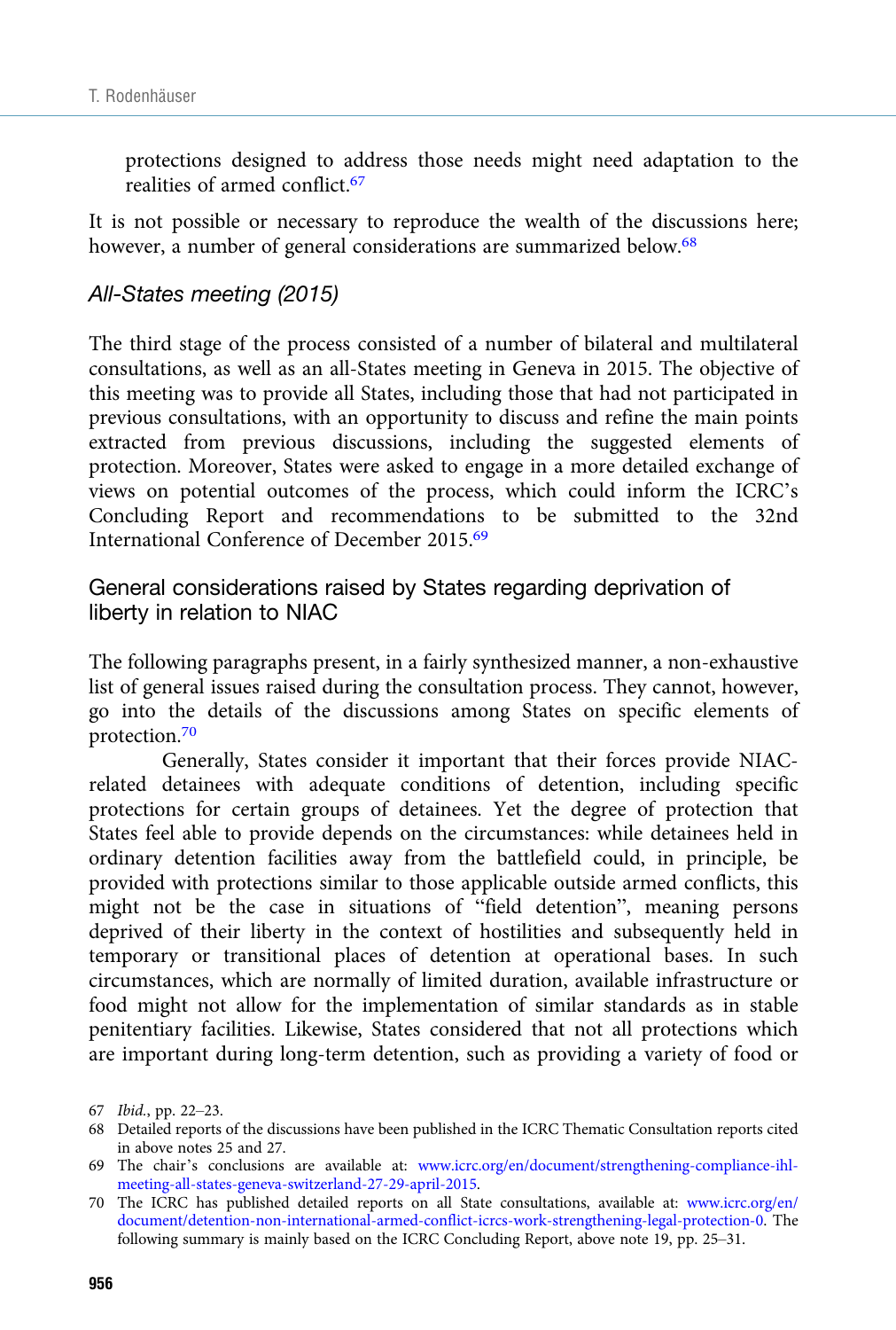protections designed to address those needs might need adaptation to the realities of armed conflict.[67]

It is not possible or necessary to reproduce the wealth of the discussions here; however, a number of general considerations are summarized below.[68]

### *All-States meeting (2015)*

The third stage of the process consisted of a number of bilateral and multilateral consultations, as well as an all-States meeting in Geneva in 2015. The objective of this meeting was to provide all States, including those that had not participated in previous consultations, with an opportunity to discuss and refine the main points extracted from previous discussions, including the suggested elements of protection. Moreover, States were asked to engage in a more detailed exchange of views on potential outcomes of the process, which could inform the ICRC's Concluding Report and recommendations to be submitted to the 32nd International Conference of December 2015.[69]

## General considerations raised by States regarding deprivation of liberty in relation to NIAC

The following paragraphs present, in a fairly synthesized manner, a non-exhaustive list of general issues raised during the consultation process. They cannot, however, go into the details of the discussions among States on specific elements of protection.[70]

Generally, States consider it important that their forces provide NIAC-related detainees with adequate conditions of detention, including specific protections for certain groups of detainees. Yet the degree of protection that States feel able to provide depends on the circumstances: while detainees held in ordinary detention facilities away from the battlefield could, in principle, be provided with protections similar to those applicable outside armed conflicts, this might not be the case in situations of "field detention", meaning persons deprived of their liberty in the context of hostilities and subsequently held in temporary or transitional places of detention at operational bases. In such circumstances, which are normally of limited duration, available infrastructure or food might not allow for the implementation of similar standards as in stable penitentiary facilities. Likewise, States considered that not all protections which are important during long-term detention, such as providing a variety of food or

---

67 *Ibid.*, pp. 22–23.

68 Detailed reports of the discussions have been published in the ICRC Thematic Consultation reports cited in above notes 25 and 27.

69 The chair's conclusions are available at: www.icrc.org/en/document/strengthening-compliance-ihl-meeting-all-states-geneva-switzerland-27-29-april-2015.

70 The ICRC has published detailed reports on all State consultations, available at: www.icrc.org/en/document/detention-non-international-armed-conflict-icrcs-work-strengthening-legal-protection-0. The following summary is mainly based on the ICRC Concluding Report, above note 19, pp. 25–31.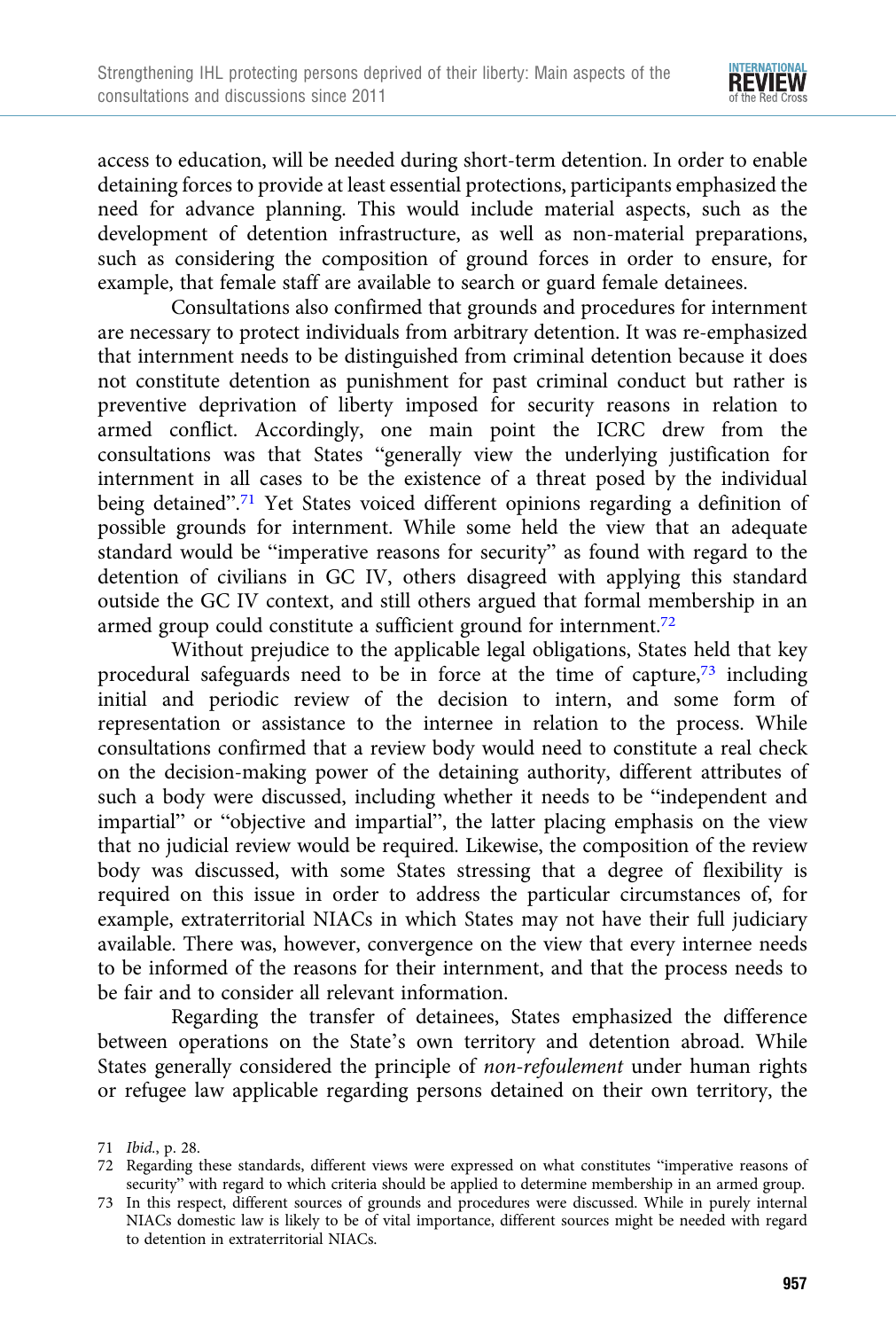access to education, will be needed during short-term detention. In order to enable detaining forces to provide at least essential protections, participants emphasized the need for advance planning. This would include material aspects, such as the development of detention infrastructure, as well as non-material preparations, such as considering the composition of ground forces in order to ensure, for example, that female staff are available to search or guard female detainees.

Consultations also confirmed that grounds and procedures for internment are necessary to protect individuals from arbitrary detention. It was re-emphasized that internment needs to be distinguished from criminal detention because it does not constitute detention as punishment for past criminal conduct but rather is preventive deprivation of liberty imposed for security reasons in relation to armed conflict. Accordingly, one main point the ICRC drew from the consultations was that States "generally view the underlying justification for internment in all cases to be the existence of a threat posed by the individual being detained".[71] Yet States voiced different opinions regarding a definition of possible grounds for internment. While some held the view that an adequate standard would be "imperative reasons for security" as found with regard to the detention of civilians in GC IV, others disagreed with applying this standard outside the GC IV context, and still others argued that formal membership in an armed group could constitute a sufficient ground for internment.[72]

Without prejudice to the applicable legal obligations, States held that key procedural safeguards need to be in force at the time of capture,[73] including initial and periodic review of the decision to intern, and some form of representation or assistance to the internee in relation to the process. While consultations confirmed that a review body would need to constitute a real check on the decision-making power of the detaining authority, different attributes of such a body were discussed, including whether it needs to be "independent and impartial" or "objective and impartial", the latter placing emphasis on the view that no judicial review would be required. Likewise, the composition of the review body was discussed, with some States stressing that a degree of flexibility is required on this issue in order to address the particular circumstances of, for example, extraterritorial NIACs in which States may not have their full judiciary available. There was, however, convergence on the view that every internee needs to be informed of the reasons for their internment, and that the process needs to be fair and to consider all relevant information.

Regarding the transfer of detainees, States emphasized the difference between operations on the State's own territory and detention abroad. While States generally considered the principle of *non-refoulement* under human rights or refugee law applicable regarding persons detained on their own territory, the

71 *Ibid.*, p. 28.

72 Regarding these standards, different views were expressed on what constitutes "imperative reasons of security" with regard to which criteria should be applied to determine membership in an armed group.

73 In this respect, different sources of grounds and procedures were discussed. While in purely internal NIACs domestic law is likely to be of vital importance, different sources might be needed with regard to detention in extraterritorial NIACs.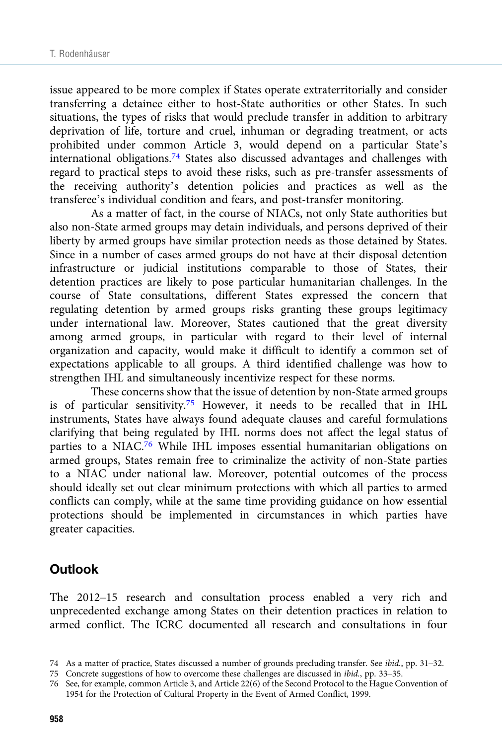issue appeared to be more complex if States operate extraterritorially and consider transferring a detainee either to host-State authorities or other States. In such situations, the types of risks that would preclude transfer in addition to arbitrary deprivation of life, torture and cruel, inhuman or degrading treatment, or acts prohibited under common Article 3, would depend on a particular State's international obligations.[74] States also discussed advantages and challenges with regard to practical steps to avoid these risks, such as pre-transfer assessments of the receiving authority's detention policies and practices as well as the transferee's individual condition and fears, and post-transfer monitoring.

As a matter of fact, in the course of NIACs, not only State authorities but also non-State armed groups may detain individuals, and persons deprived of their liberty by armed groups have similar protection needs as those detained by States. Since in a number of cases armed groups do not have at their disposal detention infrastructure or judicial institutions comparable to those of States, their detention practices are likely to pose particular humanitarian challenges. In the course of State consultations, different States expressed the concern that regulating detention by armed groups risks granting these groups legitimacy under international law. Moreover, States cautioned that the great diversity among armed groups, in particular with regard to their level of internal organization and capacity, would make it difficult to identify a common set of expectations applicable to all groups. A third identified challenge was how to strengthen IHL and simultaneously incentivize respect for these norms.

These concerns show that the issue of detention by non-State armed groups is of particular sensitivity.[75] However, it needs to be recalled that in IHL instruments, States have always found adequate clauses and careful formulations clarifying that being regulated by IHL norms does not affect the legal status of parties to a NIAC.[76] While IHL imposes essential humanitarian obligations on armed groups, States remain free to criminalize the activity of non-State parties to a NIAC under national law. Moreover, potential outcomes of the process should ideally set out clear minimum protections with which all parties to armed conflicts can comply, while at the same time providing guidance on how essential protections should be implemented in circumstances in which parties have greater capacities.

## Outlook

The 2012–15 research and consultation process enabled a very rich and unprecedented exchange among States on their detention practices in relation to armed conflict. The ICRC documented all research and consultations in four

74 As a matter of practice, States discussed a number of grounds precluding transfer. See *ibid.*, pp. 31–32.

75 Concrete suggestions of how to overcome these challenges are discussed in *ibid.*, pp. 33–35.

76 See, for example, common Article 3, and Article 22(6) of the Second Protocol to the Hague Convention of 1954 for the Protection of Cultural Property in the Event of Armed Conflict, 1999.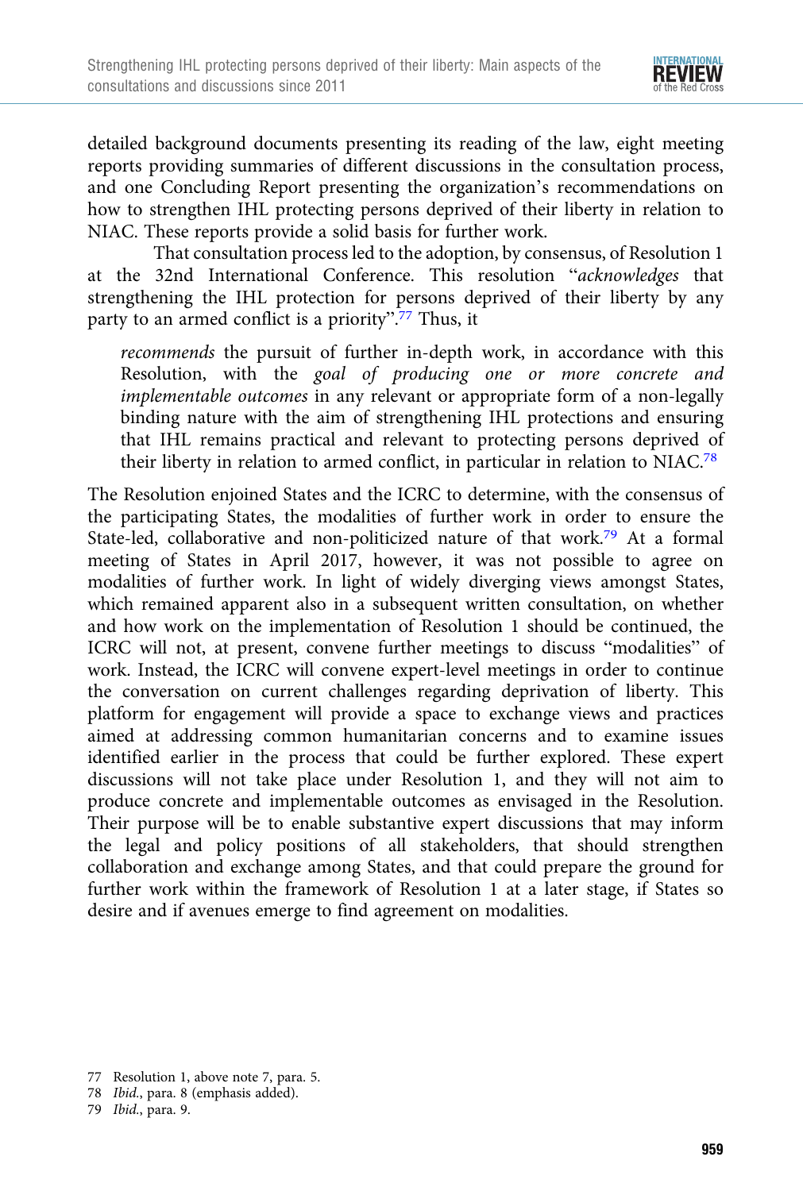detailed background documents presenting its reading of the law, eight meeting reports providing summaries of different discussions in the consultation process, and one Concluding Report presenting the organization's recommendations on how to strengthen IHL protecting persons deprived of their liberty in relation to NIAC. These reports provide a solid basis for further work.

That consultation process led to the adoption, by consensus, of Resolution 1 at the 32nd International Conference. This resolution "*acknowledges* that strengthening the IHL protection for persons deprived of their liberty by any party to an armed conflict is a priority".[77] Thus, it

> *recommends* the pursuit of further in-depth work, in accordance with this Resolution, with the *goal of producing one or more concrete and implementable outcomes* in any relevant or appropriate form of a non-legally binding nature with the aim of strengthening IHL protections and ensuring that IHL remains practical and relevant to protecting persons deprived of their liberty in relation to armed conflict, in particular in relation to NIAC.[78]

The Resolution enjoined States and the ICRC to determine, with the consensus of the participating States, the modalities of further work in order to ensure the State-led, collaborative and non-politicized nature of that work.[79] At a formal meeting of States in April 2017, however, it was not possible to agree on modalities of further work. In light of widely diverging views amongst States, which remained apparent also in a subsequent written consultation, on whether and how work on the implementation of Resolution 1 should be continued, the ICRC will not, at present, convene further meetings to discuss "modalities" of work. Instead, the ICRC will convene expert-level meetings in order to continue the conversation on current challenges regarding deprivation of liberty. This platform for engagement will provide a space to exchange views and practices aimed at addressing common humanitarian concerns and to examine issues identified earlier in the process that could be further explored. These expert discussions will not take place under Resolution 1, and they will not aim to produce concrete and implementable outcomes as envisaged in the Resolution. Their purpose will be to enable substantive expert discussions that may inform the legal and policy positions of all stakeholders, that should strengthen collaboration and exchange among States, and that could prepare the ground for further work within the framework of Resolution 1 at a later stage, if States so desire and if avenues emerge to find agreement on modalities.

77 Resolution 1, above note 7, para. 5.

78 *Ibid.*, para. 8 (emphasis added).

79 *Ibid.*, para. 9.